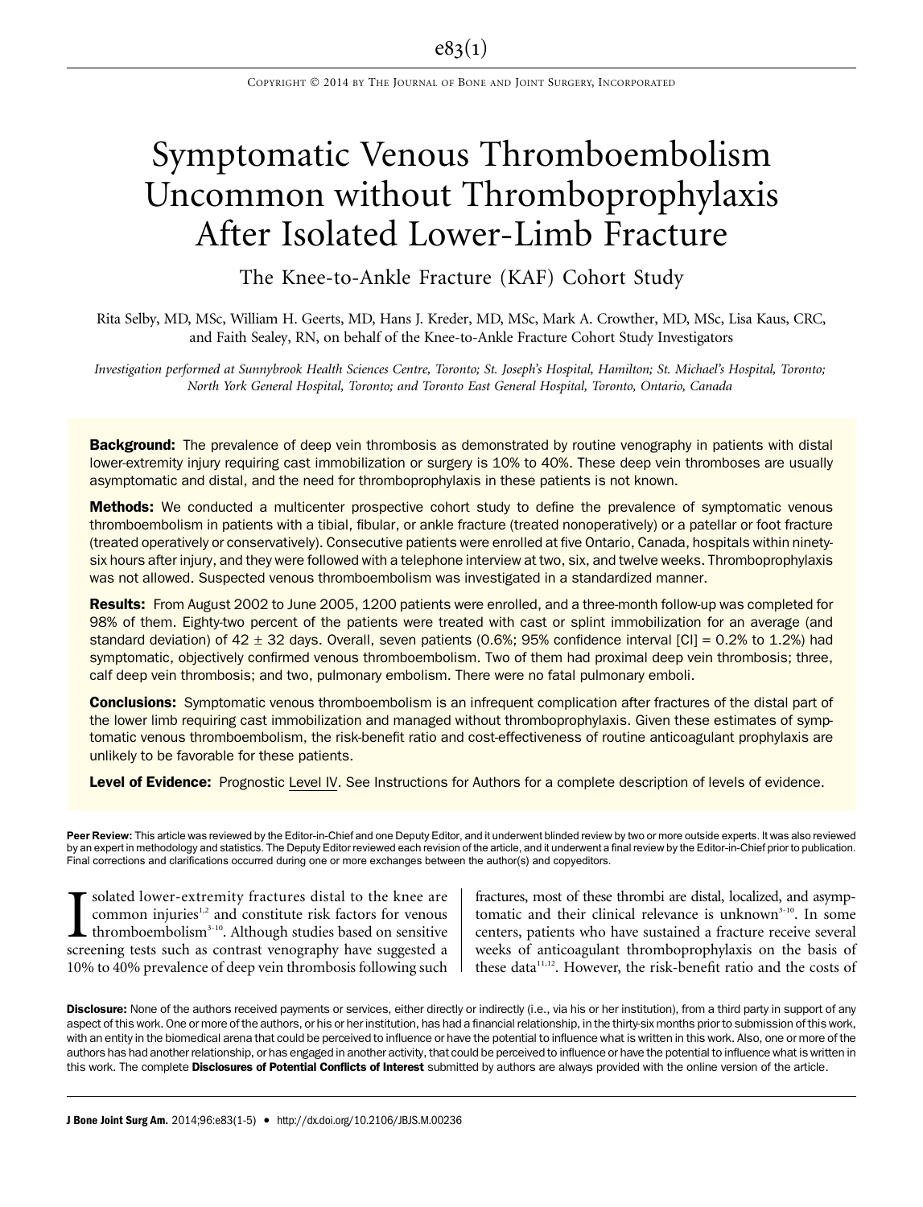# Symptomatic Venous Thromboembolism Uncommon without Thromboprophylaxis After Isolated Lower-Limb Fracture

## The Knee-to-Ankle Fracture (KAF) Cohort Study

Rita Selby, MD, MSc, William H. Geerts, MD, Hans J. Kreder, MD, MSc, Mark A. Crowther, MD, MSc, Lisa Kaus, CRC, and Faith Sealey, RN, on behalf of the Knee-to-Ankle Fracture Cohort Study Investigators

*Investigation performed at Sunnybrook Health Sciences Centre, Toronto; St. Joseph's Hospital, Hamilton; St. Michael's Hospital, Toronto; North York General Hospital, Toronto; and Toronto East General Hospital, Toronto, Ontario, Canada*

**Background:** The prevalence of deep vein thrombosis as demonstrated by routine venography in patients with distal lower-extremity injury requiring cast immobilization or surgery is 10% to 40%. These deep vein thromboses are usually asymptomatic and distal, and the need for thromboprophylaxis in these patients is not known.

**Methods:** We conducted a multicenter prospective cohort study to define the prevalence of symptomatic venous thromboembolism in patients with a tibial, fibular, or ankle fracture (treated nonoperatively) or a patellar or foot fracture (treated operatively or conservatively). Consecutive patients were enrolled at five Ontario, Canada, hospitals within ninety-six hours after injury, and they were followed with a telephone interview at two, six, and twelve weeks. Thromboprophylaxis was not allowed. Suspected venous thromboembolism was investigated in a standardized manner.

**Results:** From August 2002 to June 2005, 1200 patients were enrolled, and a three-month follow-up was completed for 98% of them. Eighty-two percent of the patients were treated with cast or splint immobilization for an average (and standard deviation) of $42 \pm 32$ days. Overall, seven patients (0.6%; 95% confidence interval [CI] = 0.2% to 1.2%) had symptomatic, objectively confirmed venous thromboembolism. Two of them had proximal deep vein thrombosis; three, calf deep vein thrombosis; and two, pulmonary embolism. There were no fatal pulmonary emboli.

**Conclusions:** Symptomatic venous thromboembolism is an infrequent complication after fractures of the distal part of the lower limb requiring cast immobilization and managed without thromboprophylaxis. Given these estimates of symptomatic venous thromboembolism, the risk-benefit ratio and cost-effectiveness of routine anticoagulant prophylaxis are unlikely to be favorable for these patients.

**Level of Evidence:** Prognostic Level IV. See Instructions for Authors for a complete description of levels of evidence.

**Peer Review:** This article was reviewed by the Editor-in-Chief and one Deputy Editor, and it underwent blinded review by two or more outside experts. It was also reviewed by an expert in methodology and statistics. The Deputy Editor reviewed each revision of the article, and it underwent a final review by the Editor-in-Chief prior to publication. Final corrections and clarifications occurred during one or more exchanges between the author(s) and copyeditors.

Isolated lower-extremity fractures distal to the knee are common injuries[1,2] and constitute risk factors for venous thromboembolism[3-10]. Although studies based on sensitive screening tests such as contrast venography have suggested a 10% to 40% prevalence of deep vein thrombosis following such fractures, most of these thrombi are distal, localized, and asymptomatic and their clinical relevance is unknown[3-10]. In some centers, patients who have sustained a fracture receive several weeks of anticoagulant thromboprophylaxis on the basis of these data[11,12]. However, the risk-benefit ratio and the costs of

**Disclosure:** None of the authors received payments or services, either directly or indirectly (i.e., via his or her institution), from a third party in support of any aspect of this work. One or more of the authors, or his or her institution, has had a financial relationship, in the thirty-six months prior to submission of this work, with an entity in the biomedical arena that could be perceived to influence or have the potential to influence what is written in this work. Also, one or more of the authors has had another relationship, or has engaged in another activity, that could be perceived to influence or have the potential to influence what is written in this work. The complete **Disclosures of Potential Conflicts of Interest** submitted by authors are always provided with the online version of the article.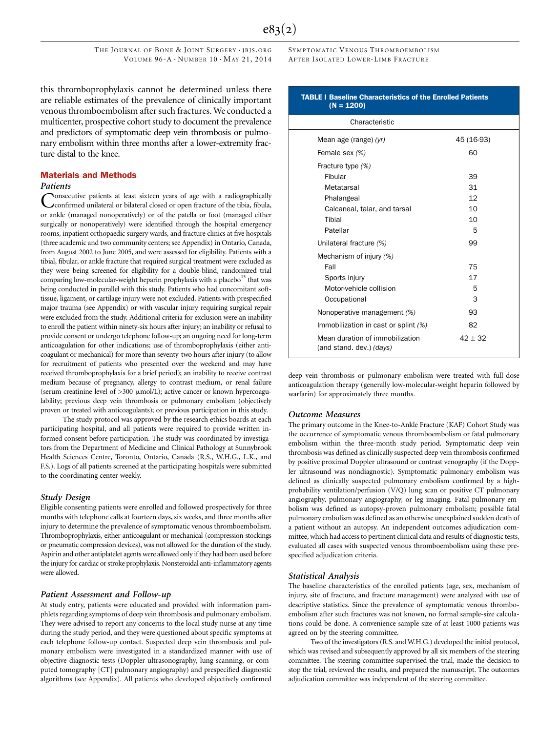this thromboprophylaxis cannot be determined unless there are reliable estimates of the prevalence of clinically important venous thromboembolism after such fractures. We conducted a multicenter, prospective cohort study to document the prevalence and predictors of symptomatic deep vein thrombosis or pulmonary embolism within three months after a lower-extremity fracture distal to the knee.

## Materials and Methods

### Patients

Consecutive patients at least sixteen years of age with a radiographically confirmed unilateral or bilateral closed or open fracture of the tibia, fibula, or ankle (managed nonoperatively) or of the patella or foot (managed either surgically or nonoperatively) were identified through the hospital emergency rooms, inpatient orthopaedic surgery wards, and fracture clinics at five hospitals (three academic and two community centers; see Appendix) in Ontario, Canada, from August 2002 to June 2005, and were assessed for eligibility. Patients with a tibial, fibular, or ankle fracture that required surgical treatment were excluded as they were being screened for eligibility for a double-blind, randomized trial comparing low-molecular-weight heparin prophylaxis with a placebo[13] that was being conducted in parallel with this study. Patients who had concomitant soft-tissue, ligament, or cartilage injury were not excluded. Patients with prespecified major trauma (see Appendix) or with vascular injury requiring surgical repair were excluded from the study. Additional criteria for exclusion were an inability to enroll the patient within ninety-six hours after injury; an inability or refusal to provide consent or undergo telephone follow-up; an ongoing need for long-term anticoagulation for other indications; use of thromboprophylaxis (either anticoagulant or mechanical) for more than seventy-two hours after injury (to allow for recruitment of patients who presented over the weekend and may have received thromboprophylaxis for a brief period); an inability to receive contrast medium because of pregnancy, allergy to contrast medium, or renal failure (serum creatinine level of >300 μmol/L); active cancer or known hypercoagulability; previous deep vein thrombosis or pulmonary embolism (objectively proven or treated with anticoagulants); or previous participation in this study.

The study protocol was approved by the research ethics boards at each participating hospital, and all patients were required to provide written informed consent before participation. The study was coordinated by investigators from the Department of Medicine and Clinical Pathology at Sunnybrook Health Sciences Centre, Toronto, Ontario, Canada (R.S., W.H.G., L.K., and F.S.). Logs of all patients screened at the participating hospitals were submitted to the coordinating center weekly.

### Study Design

Eligible consenting patients were enrolled and followed prospectively for three months with telephone calls at fourteen days, six weeks, and three months after injury to determine the prevalence of symptomatic venous thromboembolism. Thromboprophylaxis, either anticoagulant or mechanical (compression stockings or pneumatic compression devices), was not allowed for the duration of the study. Aspirin and other antiplatelet agents were allowed only if they had been used before the injury for cardiac or stroke prophylaxis. Nonsteroidal anti-inflammatory agents were allowed.

### Patient Assessment and Follow-up

At study entry, patients were educated and provided with information pamphlets regarding symptoms of deep vein thrombosis and pulmonary embolism. They were advised to report any concerns to the local study nurse at any time during the study period, and they were questioned about specific symptoms at each telephone follow-up contact. Suspected deep vein thrombosis and pulmonary embolism were investigated in a standardized manner with use of objective diagnostic tests (Doppler ultrasonography, lung scanning, or computed tomography [CT] pulmonary angiography) and prespecified diagnostic algorithms (see Appendix). All patients who developed objectively confirmed deep vein thrombosis or pulmonary embolism were treated with full-dose anticoagulation therapy (generally low-molecular-weight heparin followed by warfarin) for approximately three months.

**TABLE I Baseline Characteristics of the Enrolled Patients (N = 1200)**

| Characteristic | |
|---|---|
| Mean age (range) *(yr)* | 45 (16-93) |
| Female sex *(%)* | 60 |
| Fracture type *(%)* | |
| Fibular | 39 |
| Metatarsal | 31 |
| Phalangeal | 12 |
| Calcaneal, talar, and tarsal | 10 |
| Tibial | 10 |
| Patellar | 5 |
| Unilateral fracture *(%)* | 99 |
| Mechanism of injury *(%)* | |
| Fall | 75 |
| Sports injury | 17 |
| Motor-vehicle collision | 5 |
| Occupational | 3 |
| Nonoperative management *(%)* | 93 |
| Immobilization in cast or splint *(%)* | 82 |
| Mean duration of immobilization (and stand. dev.) *(days)* | 42 ± 32 |

### Outcome Measures

The primary outcome in the Knee-to-Ankle Fracture (KAF) Cohort Study was the occurrence of symptomatic venous thromboembolism or fatal pulmonary embolism within the three-month study period. Symptomatic deep vein thrombosis was defined as clinically suspected deep vein thrombosis confirmed by positive proximal Doppler ultrasound or contrast venography (if the Doppler ultrasound was nondiagnostic). Symptomatic pulmonary embolism was defined as clinically suspected pulmonary embolism confirmed by a high-probability ventilation/perfusion (V/Q) lung scan or positive CT pulmonary angiography, pulmonary angiography, or leg imaging. Fatal pulmonary embolism was defined as autopsy-proven pulmonary embolism; possible fatal pulmonary embolism was defined as an otherwise unexplained sudden death of a patient without an autopsy. An independent outcomes adjudication committee, which had access to pertinent clinical data and results of diagnostic tests, evaluated all cases with suspected venous thromboembolism using these prespecified adjudication criteria.

### Statistical Analysis

The baseline characteristics of the enrolled patients (age, sex, mechanism of injury, site of fracture, and fracture management) were analyzed with use of descriptive statistics. Since the prevalence of symptomatic venous thromboembolism after such fractures was not known, no formal sample-size calculations could be done. A convenience sample size of at least 1000 patients was agreed on by the steering committee.

Two of the investigators (R.S. and W.H.G.) developed the initial protocol, which was revised and subsequently approved by all six members of the steering committee. The steering committee supervised the trial, made the decision to stop the trial, reviewed the results, and prepared the manuscript. The outcomes adjudication committee was independent of the steering committee.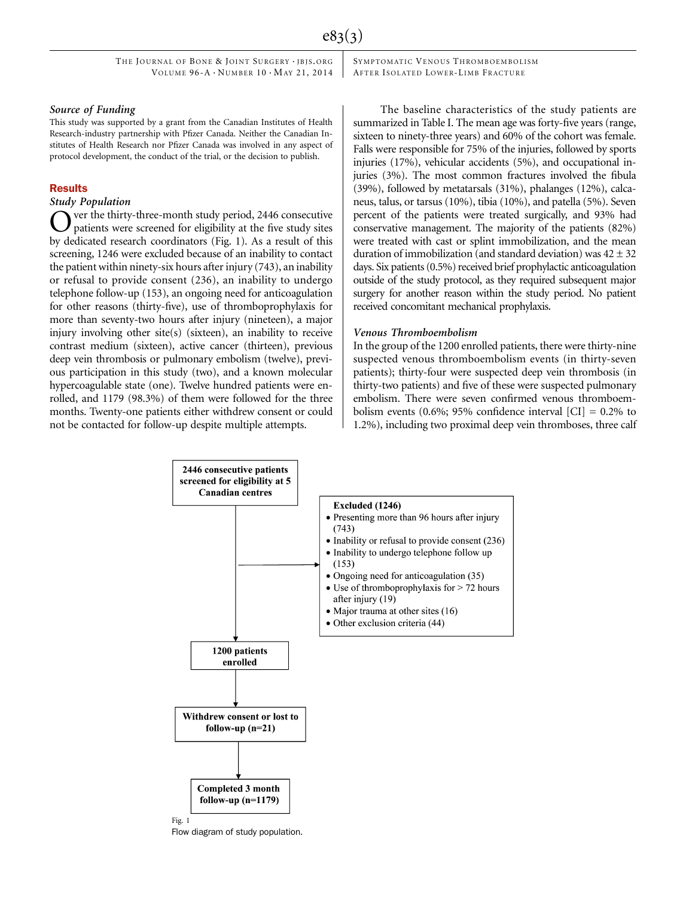### Source of Funding

This study was supported by a grant from the Canadian Institutes of Health Research-industry partnership with Pfizer Canada. Neither the Canadian Institutes of Health Research nor Pfizer Canada was involved in any aspect of protocol development, the conduct of the trial, or the decision to publish.

## Results

### Study Population

Over the thirty-three-month study period, 2446 consecutive patients were screened for eligibility at the five study sites by dedicated research coordinators (Fig. 1). As a result of this screening, 1246 were excluded because of an inability to contact the patient within ninety-six hours after injury (743), an inability or refusal to provide consent (236), an inability to undergo telephone follow-up (153), an ongoing need for anticoagulation for other reasons (thirty-five), use of thromboprophylaxis for more than seventy-two hours after injury (nineteen), a major injury involving other site(s) (sixteen), an inability to receive contrast medium (sixteen), active cancer (thirteen), previous deep vein thrombosis or pulmonary embolism (twelve), previous participation in this study (two), and a known molecular hypercoagulable state (one). Twelve hundred patients were enrolled, and 1179 (98.3%) of them were followed for the three months. Twenty-one patients either withdrew consent or could not be contacted for follow-up despite multiple attempts.

The baseline characteristics of the study patients are summarized in Table I. The mean age was forty-five years (range, sixteen to ninety-three years) and 60% of the cohort was female. Falls were responsible for 75% of the injuries, followed by sports injuries (17%), vehicular accidents (5%), and occupational injuries (3%). The most common fractures involved the fibula (39%), followed by metatarsals (31%), phalanges (12%), calcaneus, talus, or tarsus (10%), tibia (10%), and patella (5%). Seven percent of the patients were treated surgically, and 93% had conservative management. The majority of the patients (82%) were treated with cast or splint immobilization, and the mean duration of immobilization (and standard deviation) was 42 ± 32 days. Six patients (0.5%) received brief prophylactic anticoagulation outside of the study protocol, as they required subsequent major surgery for another reason within the study period. No patient received concomitant mechanical prophylaxis.

### Venous Thromboembolism

In the group of the 1200 enrolled patients, there were thirty-nine suspected venous thromboembolism events (in thirty-seven patients); thirty-four were suspected deep vein thrombosis (in thirty-two patients) and five of these were suspected pulmonary embolism. There were seven confirmed venous thromboembolism events (0.6%; 95% confidence interval [CI] = 0.2% to 1.2%), including two proximal deep vein thromboses, three calf

2446 consecutive patients screened for eligibility at 5 Canadian centres

Excluded (1246)
- Presenting more than 96 hours after injury (743)
- Inability or refusal to provide consent (236)
- Inability to undergo telephone follow up (153)
- Ongoing need for anticoagulation (35)
- Use of thromboprophylaxis for > 72 hours after injury (19)
- Major trauma at other sites (16)
- Other exclusion criteria (44)

1200 patients enrolled

Withdrew consent or lost to follow-up (n=21)

Completed 3 month follow-up (n=1179)

Fig. 1

Flow diagram of study population.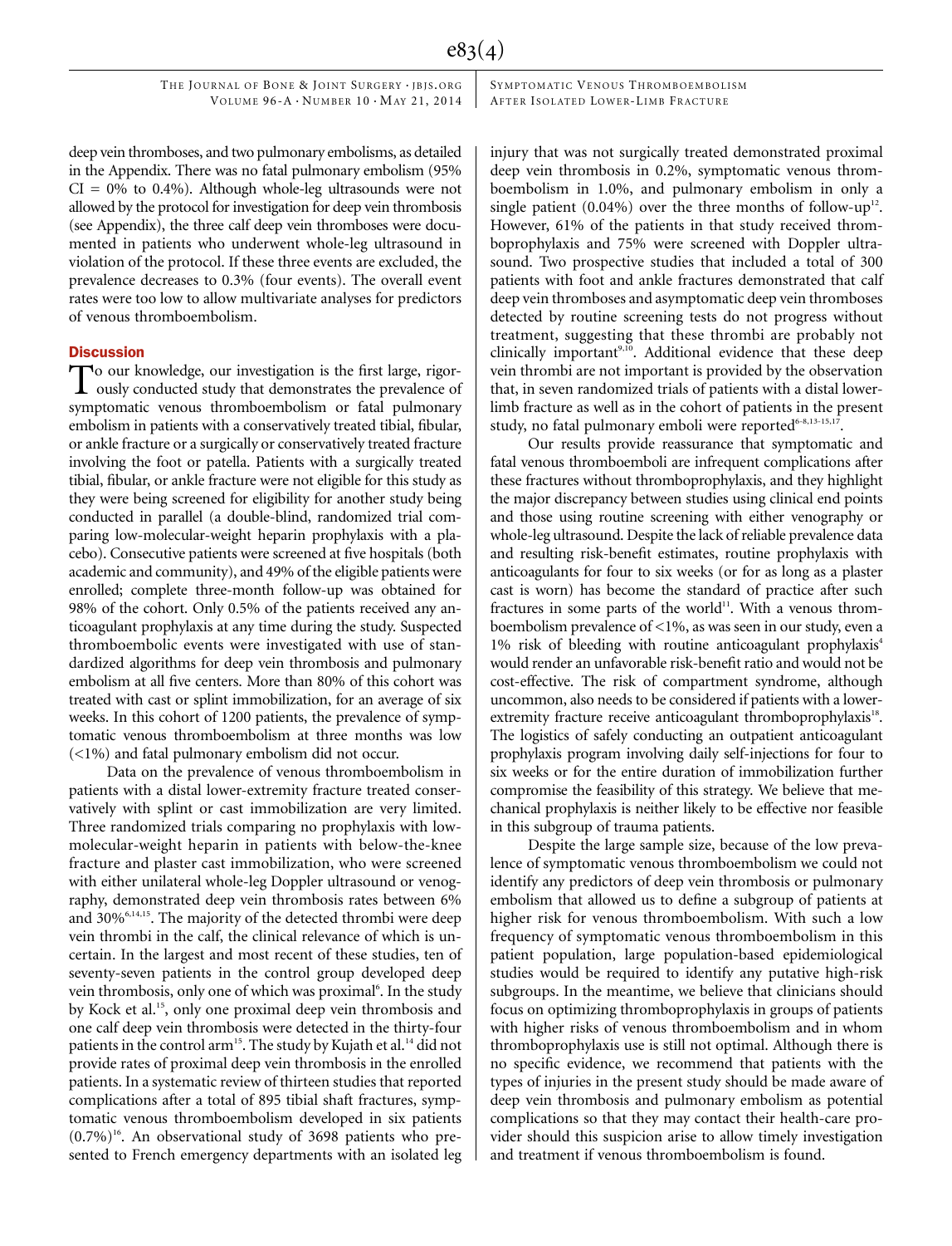deep vein thromboses, and two pulmonary embolisms, as detailed in the Appendix. There was no fatal pulmonary embolism (95% CI = 0% to 0.4%). Although whole-leg ultrasounds were not allowed by the protocol for investigation for deep vein thrombosis (see Appendix), the three calf deep vein thromboses were documented in patients who underwent whole-leg ultrasound in violation of the protocol. If these three events are excluded, the prevalence decreases to 0.3% (four events). The overall event rates were too low to allow multivariate analyses for predictors of venous thromboembolism.

## Discussion

To our knowledge, our investigation is the first large, rigorously conducted study that demonstrates the prevalence of symptomatic venous thromboembolism or fatal pulmonary embolism in patients with a conservatively treated tibial, fibular, or ankle fracture or a surgically or conservatively treated fracture involving the foot or patella. Patients with a surgically treated tibial, fibular, or ankle fracture were not eligible for this study as they were being screened for eligibility for another study being conducted in parallel (a double-blind, randomized trial comparing low-molecular-weight heparin prophylaxis with a placebo). Consecutive patients were screened at five hospitals (both academic and community), and 49% of the eligible patients were enrolled; complete three-month follow-up was obtained for 98% of the cohort. Only 0.5% of the patients received any anticoagulant prophylaxis at any time during the study. Suspected thromboembolic events were investigated with use of standardized algorithms for deep vein thrombosis and pulmonary embolism at all five centers. More than 80% of this cohort was treated with cast or splint immobilization, for an average of six weeks. In this cohort of 1200 patients, the prevalence of symptomatic venous thromboembolism at three months was low (<1%) and fatal pulmonary embolism did not occur.

Data on the prevalence of venous thromboembolism in patients with a distal lower-extremity fracture treated conservatively with splint or cast immobilization are very limited. Three randomized trials comparing no prophylaxis with low-molecular-weight heparin in patients with below-the-knee fracture and plaster cast immobilization, who were screened with either unilateral whole-leg Doppler ultrasound or venography, demonstrated deep vein thrombosis rates between 6% and 30%[6,14,15]. The majority of the detected thrombi were deep vein thrombi in the calf, the clinical relevance of which is uncertain. In the largest and most recent of these studies, ten of seventy-seven patients in the control group developed deep vein thrombosis, only one of which was proximal[6]. In the study by Kock et al.[15], only one proximal deep vein thrombosis and one calf deep vein thrombosis were detected in the thirty-four patients in the control arm[15]. The study by Kujath et al.[14] did not provide rates of proximal deep vein thrombosis in the enrolled patients. In a systematic review of thirteen studies that reported complications after a total of 895 tibial shaft fractures, symptomatic venous thromboembolism developed in six patients (0.7%)[16]. An observational study of 3698 patients who presented to French emergency departments with an isolated leg injury that was not surgically treated demonstrated proximal deep vein thrombosis in 0.2%, symptomatic venous thromboembolism in 1.0%, and pulmonary embolism in only a single patient (0.04%) over the three months of follow-up[12]. However, 61% of the patients in that study received thromboprophylaxis and 75% were screened with Doppler ultrasound. Two prospective studies that included a total of 300 patients with foot and ankle fractures demonstrated that calf deep vein thromboses and asymptomatic deep vein thromboses detected by routine screening tests do not progress without treatment, suggesting that these thrombi are probably not clinically important[9,10]. Additional evidence that these deep vein thrombi are not important is provided by the observation that, in seven randomized trials of patients with a distal lower-limb fracture as well as in the cohort of patients in the present study, no fatal pulmonary emboli were reported[6-8,13-15,17].

Our results provide reassurance that symptomatic and fatal venous thromboemboli are infrequent complications after these fractures without thromboprophylaxis, and they highlight the major discrepancy between studies using clinical end points and those using routine screening with either venography or whole-leg ultrasound. Despite the lack of reliable prevalence data and resulting risk-benefit estimates, routine prophylaxis with anticoagulants for four to six weeks (or for as long as a plaster cast is worn) has become the standard of practice after such fractures in some parts of the world[11]. With a venous thromboembolism prevalence of <1%, as was seen in our study, even a 1% risk of bleeding with routine anticoagulant prophylaxis[4] would render an unfavorable risk-benefit ratio and would not be cost-effective. The risk of compartment syndrome, although uncommon, also needs to be considered if patients with a lower-extremity fracture receive anticoagulant thromboprophylaxis[18]. The logistics of safely conducting an outpatient anticoagulant prophylaxis program involving daily self-injections for four to six weeks or for the entire duration of immobilization further compromise the feasibility of this strategy. We believe that mechanical prophylaxis is neither likely to be effective nor feasible in this subgroup of trauma patients.

Despite the large sample size, because of the low prevalence of symptomatic venous thromboembolism we could not identify any predictors of deep vein thrombosis or pulmonary embolism that allowed us to define a subgroup of patients at higher risk for venous thromboembolism. With such a low frequency of symptomatic venous thromboembolism in this patient population, large population-based epidemiological studies would be required to identify any putative high-risk subgroups. In the meantime, we believe that clinicians should focus on optimizing thromboprophylaxis in groups of patients with higher risks of venous thromboembolism and in whom thromboprophylaxis use is still not optimal. Although there is no specific evidence, we recommend that patients with the types of injuries in the present study should be made aware of deep vein thrombosis and pulmonary embolism as potential complications so that they may contact their health-care provider should this suspicion arise to allow timely investigation and treatment if venous thromboembolism is found.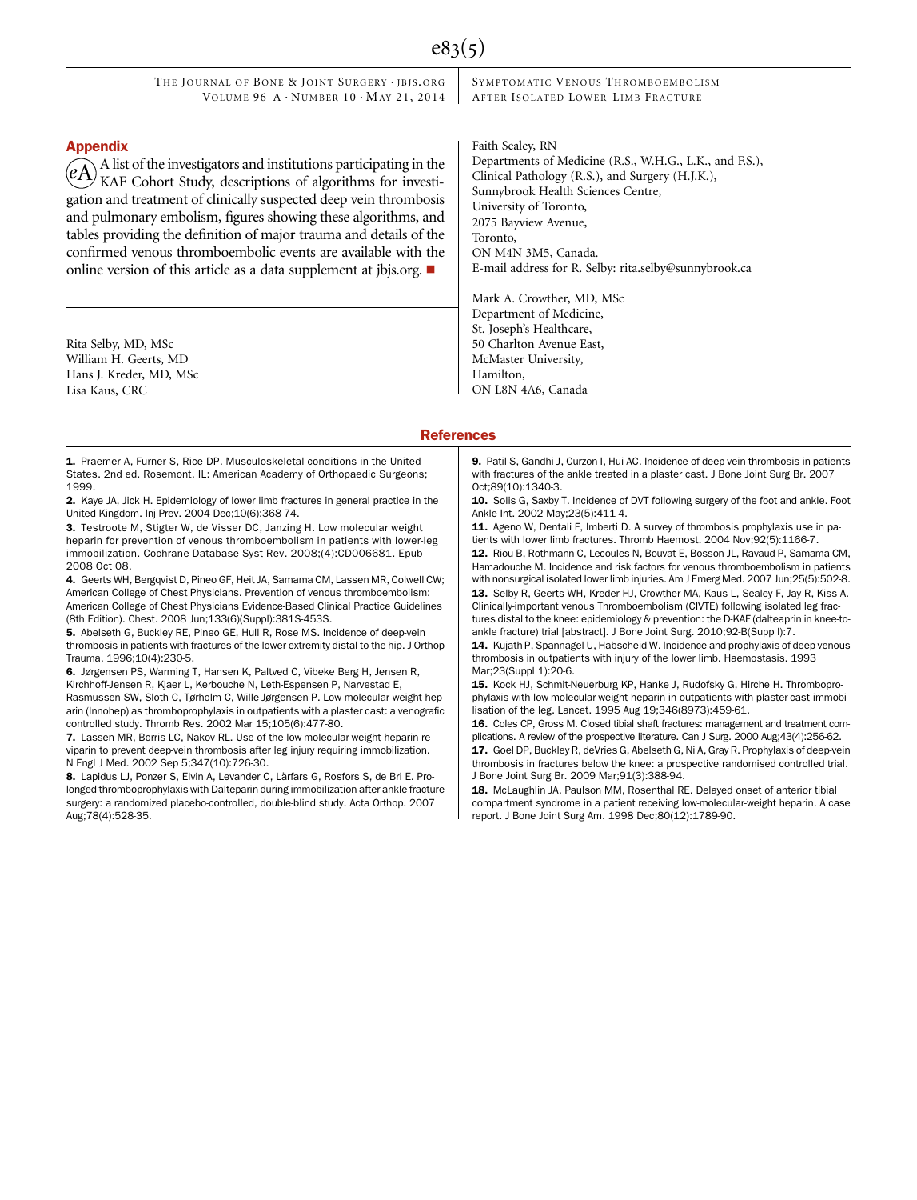## Appendix

eA A list of the investigators and institutions participating in the KAF Cohort Study, descriptions of algorithms for investigation and treatment of clinically suspected deep vein thrombosis and pulmonary embolism, figures showing these algorithms, and tables providing the definition of major trauma and details of the confirmed venous thromboembolic events are available with the online version of this article as a data supplement at jbjs.org. ■

Rita Selby, MD, MSc
William H. Geerts, MD
Hans J. Kreder, MD, MSc
Lisa Kaus, CRC
Faith Sealey, RN
Departments of Medicine (R.S., W.H.G., L.K., and F.S.), Clinical Pathology (R.S.), and Surgery (H.J.K.), Sunnybrook Health Sciences Centre, University of Toronto, 2075 Bayview Avenue, Toronto, ON M4N 3M5, Canada.
E-mail address for R. Selby: rita.selby@sunnybrook.ca

Mark A. Crowther, MD, MSc
Department of Medicine, St. Joseph's Healthcare, 50 Charlton Avenue East, McMaster University, Hamilton, ON L8N 4A6, Canada

## References

**1.** Praemer A, Furner S, Rice DP. Musculoskeletal conditions in the United States. 2nd ed. Rosemont, IL: American Academy of Orthopaedic Surgeons; 1999.

**2.** Kaye JA, Jick H. Epidemiology of lower limb fractures in general practice in the United Kingdom. Inj Prev. 2004 Dec;10(6):368-74.

**3.** Testroote M, Stigter W, de Visser DC, Janzing H. Low molecular weight heparin for prevention of venous thromboembolism in patients with lower-leg immobilization. Cochrane Database Syst Rev. 2008;(4):CD006681. Epub 2008 Oct 08.

**4.** Geerts WH, Bergqvist D, Pineo GF, Heit JA, Samama CM, Lassen MR, Colwell CW; American College of Chest Physicians. Prevention of venous thromboembolism: American College of Chest Physicians Evidence-Based Clinical Practice Guidelines (8th Edition). Chest. 2008 Jun;133(6)(Suppl):381S-453S.

**5.** Abelseth G, Buckley RE, Pineo GE, Hull R, Rose MS. Incidence of deep-vein thrombosis in patients with fractures of the lower extremity distal to the hip. J Orthop Trauma. 1996;10(4):230-5.

**6.** Jørgensen PS, Warming T, Hansen K, Paltved C, Vibeke Berg H, Jensen R, Kirchhoff-Jensen R, Kjaer L, Kerbouche N, Leth-Espensen P, Narvestad E, Rasmussen SW, Sloth C, Tørholm C, Wille-Jørgensen P. Low molecular weight heparin (Innohep) as thromboprophylaxis in outpatients with a plaster cast: a venografic controlled study. Thromb Res. 2002 Mar 15;105(6):477-80.

**7.** Lassen MR, Borris LC, Nakov RL. Use of the low-molecular-weight heparin reviparin to prevent deep-vein thrombosis after leg injury requiring immobilization. N Engl J Med. 2002 Sep 5;347(10):726-30.

**8.** Lapidus LJ, Ponzer S, Elvin A, Levander C, Lärfars G, Rosfors S, de Bri E. Prolonged thromboprophylaxis with Dalteparin during immobilization after ankle fracture surgery: a randomized placebo-controlled, double-blind study. Acta Orthop. 2007 Aug;78(4):528-35.

**9.** Patil S, Gandhi J, Curzon I, Hui AC. Incidence of deep-vein thrombosis in patients with fractures of the ankle treated in a plaster cast. J Bone Joint Surg Br. 2007 Oct;89(10):1340-3.

**10.** Solis G, Saxby T. Incidence of DVT following surgery of the foot and ankle. Foot Ankle Int. 2002 May;23(5):411-4.

**11.** Ageno W, Dentali F, Imberti D. A survey of thrombosis prophylaxis use in patients with lower limb fractures. Thromb Haemost. 2004 Nov;92(5):1166-7.

**12.** Riou B, Rothmann C, Lecoules N, Bouvat E, Bosson JL, Ravaud P, Samama CM, Hamadouche M. Incidence and risk factors for venous thromboembolism in patients with nonsurgical isolated lower limb injuries. Am J Emerg Med. 2007 Jun;25(5):502-8.

**13.** Selby R, Geerts WH, Kreder HJ, Crowther MA, Kaus L, Sealey F, Jay R, Kiss A. Clinically-important venous Thromboembolism (CIVTE) following isolated leg fractures distal to the knee: epidemiology & prevention: the D-KAF (dalteaprin in knee-to-ankle fracture) trial [abstract]. J Bone Joint Surg. 2010;92-B(Supp I):7.

**14.** Kujath P, Spannagel U, Habscheid W. Incidence and prophylaxis of deep venous thrombosis in outpatients with injury of the lower limb. Haemostasis. 1993 Mar;23(Suppl 1):20-6.

**15.** Kock HJ, Schmit-Neuerburg KP, Hanke J, Rudofsky G, Hirche H. Thromboprophylaxis with low-molecular-weight heparin in outpatients with plaster-cast immobilisation of the leg. Lancet. 1995 Aug 19;346(8973):459-61.

**16.** Coles CP, Gross M. Closed tibial shaft fractures: management and treatment complications. A review of the prospective literature. Can J Surg. 2000 Aug;43(4):256-62.

**17.** Goel DP, Buckley R, deVries G, Abelseth G, Ni A, Gray R. Prophylaxis of deep-vein thrombosis in fractures below the knee: a prospective randomised controlled trial. J Bone Joint Surg Br. 2009 Mar;91(3):388-94.

**18.** McLaughlin JA, Paulson MM, Rosenthal RE. Delayed onset of anterior tibial compartment syndrome in a patient receiving low-molecular-weight heparin. A case report. J Bone Joint Surg Am. 1998 Dec;80(12):1789-90.